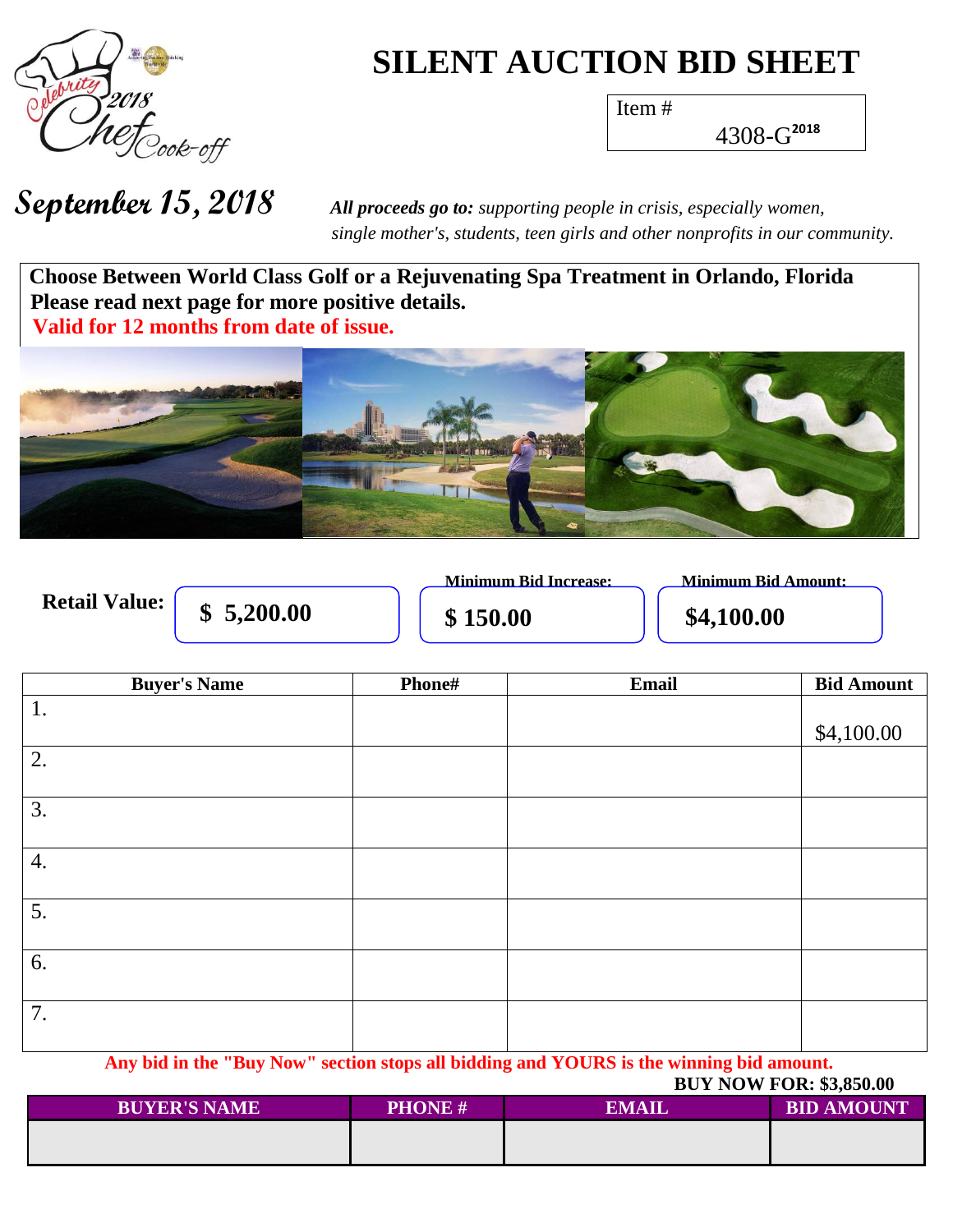# SILENT AUCTION BID SHEET

Item # 4308-G[2018]

**September 15, 2018**

***All proceeds go to:*** *supporting people in crisis, especially women, single mother's, students, teen girls and other nonprofits in our community.*

**Choose Between World Class Golf or a Rejuvenating Spa Treatment in Orlando, Florida**
**Please read next page for more positive details.**
**Valid for 12 months from date of issue.**

**Retail Value:** **$ 5,200.00**

**Minimum Bid Increase:** **$ 150.00**

**Minimum Bid Amount:** **$4,100.00**

| Buyer's Name | Phone# | Email | Bid Amount |
|---|---|---|---|
| 1. | | | $4,100.00 |
| 2. | | | |
| 3. | | | |
| 4. | | | |
| 5. | | | |
| 6. | | | |
| 7. | | | |

**Any bid in the "Buy Now" section stops all bidding and YOURS is the winning bid amount.**

**BUY NOW FOR: $3,850.00**

| BUYER'S NAME | PHONE # | EMAIL | BID AMOUNT |
|---|---|---|---|
| | | | |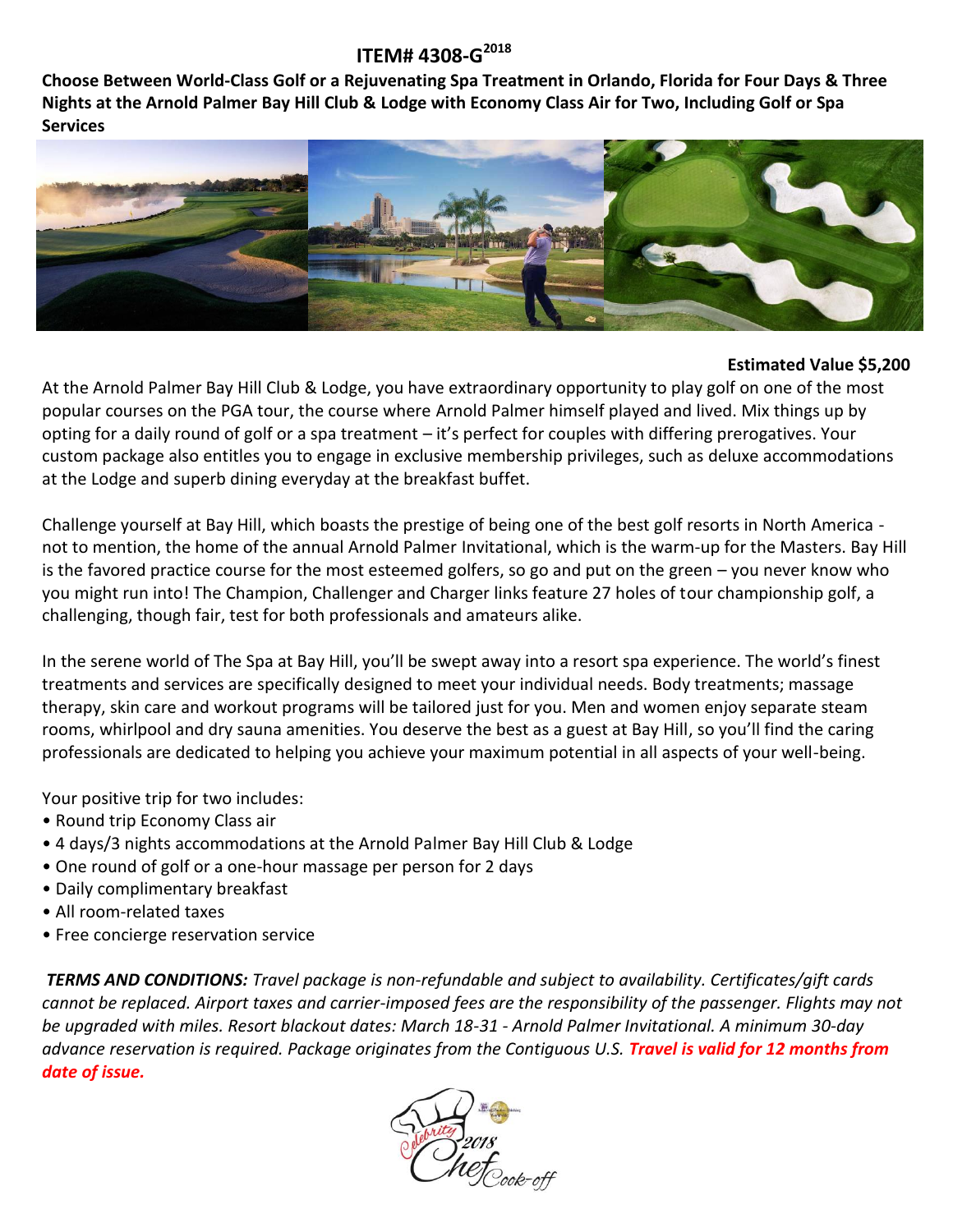# ITEM# 4308-G[2018]

**Choose Between World-Class Golf or a Rejuvenating Spa Treatment in Orlando, Florida for Four Days & Three Nights at the Arnold Palmer Bay Hill Club & Lodge with Economy Class Air for Two, Including Golf or Spa Services**

**Estimated Value $5,200**

At the Arnold Palmer Bay Hill Club & Lodge, you have extraordinary opportunity to play golf on one of the most popular courses on the PGA tour, the course where Arnold Palmer himself played and lived. Mix things up by opting for a daily round of golf or a spa treatment – it's perfect for couples with differing prerogatives. Your custom package also entitles you to engage in exclusive membership privileges, such as deluxe accommodations at the Lodge and superb dining everyday at the breakfast buffet.

Challenge yourself at Bay Hill, which boasts the prestige of being one of the best golf resorts in North America - not to mention, the home of the annual Arnold Palmer Invitational, which is the warm-up for the Masters. Bay Hill is the favored practice course for the most esteemed golfers, so go and put on the green – you never know who you might run into! The Champion, Challenger and Charger links feature 27 holes of tour championship golf, a challenging, though fair, test for both professionals and amateurs alike.

In the serene world of The Spa at Bay Hill, you'll be swept away into a resort spa experience. The world's finest treatments and services are specifically designed to meet your individual needs. Body treatments; massage therapy, skin care and workout programs will be tailored just for you. Men and women enjoy separate steam rooms, whirlpool and dry sauna amenities. You deserve the best as a guest at Bay Hill, so you'll find the caring professionals are dedicated to helping you achieve your maximum potential in all aspects of your well-being.

Your positive trip for two includes:

- Round trip Economy Class air
- 4 days/3 nights accommodations at the Arnold Palmer Bay Hill Club & Lodge
- One round of golf or a one-hour massage per person for 2 days
- Daily complimentary breakfast
- All room-related taxes
- Free concierge reservation service

***TERMS AND CONDITIONS:*** *Travel package is non-refundable and subject to availability. Certificates/gift cards cannot be replaced. Airport taxes and carrier-imposed fees are the responsibility of the passenger. Flights may not be upgraded with miles. Resort blackout dates: March 18-31 - Arnold Palmer Invitational. A minimum 30-day advance reservation is required. Package originates from the Contiguous U.S.* ***Travel is valid for 12 months from date of issue.***

Celebrity 2018 Chef Cook-off